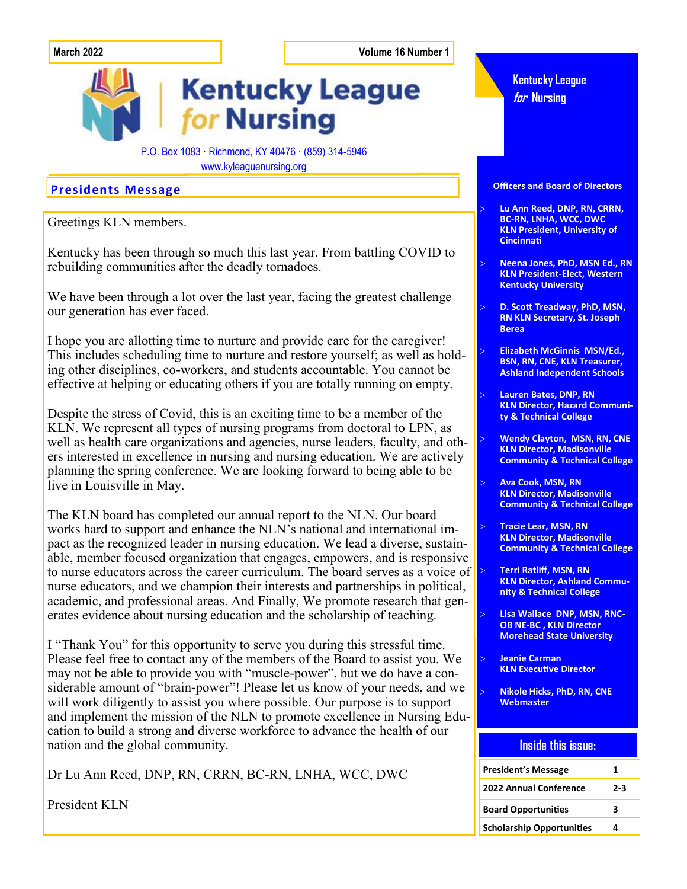March 2022

Volume 16 Number 1

# Kentucky League for Nursing

P.O. Box 1083 · Richmond, KY 40476 · (859) 314-5946
www.kyleaguenursing.org

## Presidents Message

Greetings KLN members.

Kentucky has been through so much this last year. From battling COVID to rebuilding communities after the deadly tornadoes.

We have been through a lot over the last year, facing the greatest challenge our generation has ever faced.

I hope you are allotting time to nurture and provide care for the caregiver! This includes scheduling time to nurture and restore yourself; as well as holding other disciplines, co-workers, and students accountable. You cannot be effective at helping or educating others if you are totally running on empty.

Despite the stress of Covid, this is an exciting time to be a member of the KLN. We represent all types of nursing programs from doctoral to LPN, as well as health care organizations and agencies, nurse leaders, faculty, and others interested in excellence in nursing and nursing education. We are actively planning the spring conference. We are looking forward to being able to be live in Louisville in May.

The KLN board has completed our annual report to the NLN. Our board works hard to support and enhance the NLN's national and international impact as the recognized leader in nursing education. We lead a diverse, sustainable, member focused organization that engages, empowers, and is responsive to nurse educators across the career curriculum. The board serves as a voice of nurse educators, and we champion their interests and partnerships in political, academic, and professional areas. And Finally, We promote research that generates evidence about nursing education and the scholarship of teaching.

I "Thank You" for this opportunity to serve you during this stressful time. Please feel free to contact any of the members of the Board to assist you. We may not be able to provide you with "muscle-power", but we do have a considerable amount of "brain-power"! Please let us know of your needs, and we will work diligently to assist you where possible. Our purpose is to support and implement the mission of the NLN to promote excellence in Nursing Education to build a strong and diverse workforce to advance the health of our nation and the global community.

Dr Lu Ann Reed, DNP, RN, CRRN, BC-RN, LNHA, WCC, DWC

President KLN

---

**Kentucky League *for* Nursing**

**Officers and Board of Directors**

- **Lu Ann Reed, DNP, RN, CRRN, BC-RN, LNHA, WCC, DWC KLN President, University of Cincinnati**
- **Neena Jones, PhD, MSN Ed., RN KLN President-Elect, Western Kentucky University**
- **D. Scott Treadway, PhD, MSN, RN KLN Secretary, St. Joseph Berea**
- **Elizabeth McGinnis MSN/Ed., BSN, RN, CNE, KLN Treasurer, Ashland Independent Schools**
- **Lauren Bates, DNP, RN KLN Director, Hazard Community & Technical College**
- **Wendy Clayton, MSN, RN, CNE KLN Director, Madisonville Community & Technical College**
- **Ava Cook, MSN, RN KLN Director, Madisonville Community & Technical College**
- **Tracie Lear, MSN, RN KLN Director, Madisonville Community & Technical College**
- **Terri Ratliff, MSN, RN KLN Director, Ashland Community & Technical College**
- **Lisa Wallace DNP, MSN, RNC-OB NE-BC , KLN Director Morehead State University**
- **Jeanie Carman KLN Executive Director**
- **Nikole Hicks, PhD, RN, CNE Webmaster**

**Inside this issue:**

| | |
|---|---|
| President's Message | 1 |
| 2022 Annual Conference | 2-3 |
| Board Opportunities | 3 |
| Scholarship Opportunities | 4 |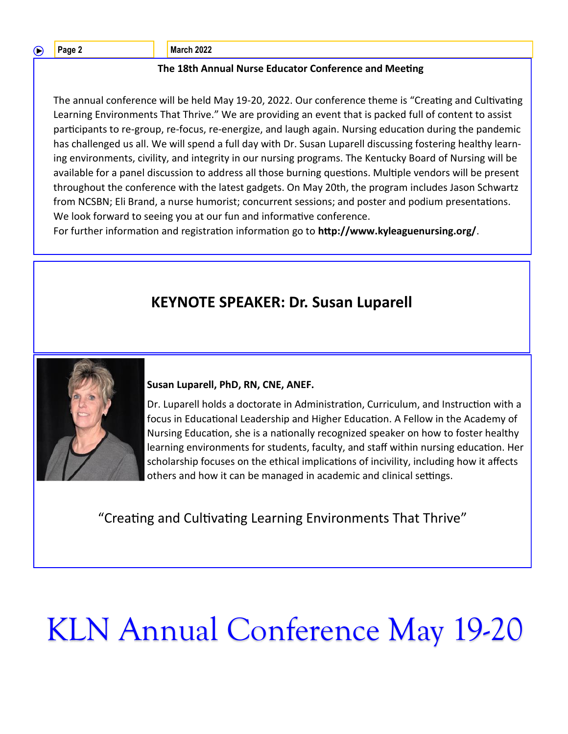## The 18th Annual Nurse Educator Conference and Meeting

The annual conference will be held May 19-20, 2022. Our conference theme is "Creating and Cultivating Learning Environments That Thrive." We are providing an event that is packed full of content to assist participants to re-group, re-focus, re-energize, and laugh again. Nursing education during the pandemic has challenged us all. We will spend a full day with Dr. Susan Luparell discussing fostering healthy learning environments, civility, and integrity in our nursing programs. The Kentucky Board of Nursing will be available for a panel discussion to address all those burning questions. Multiple vendors will be present throughout the conference with the latest gadgets. On May 20th, the program includes Jason Schwartz from NCSBN; Eli Brand, a nurse humorist; concurrent sessions; and poster and podium presentations. We look forward to seeing you at our fun and informative conference.

For further information and registration information go to **http://www.kyleaguenursing.org/**.

## KEYNOTE SPEAKER: Dr. Susan Luparell

**Susan Luparell, PhD, RN, CNE, ANEF.**

Dr. Luparell holds a doctorate in Administration, Curriculum, and Instruction with a focus in Educational Leadership and Higher Education. A Fellow in the Academy of Nursing Education, she is a nationally recognized speaker on how to foster healthy learning environments for students, faculty, and staff within nursing education. Her scholarship focuses on the ethical implications of incivility, including how it affects others and how it can be managed in academic and clinical settings.

"Creating and Cultivating Learning Environments That Thrive"

# KLN Annual Conference May 19-20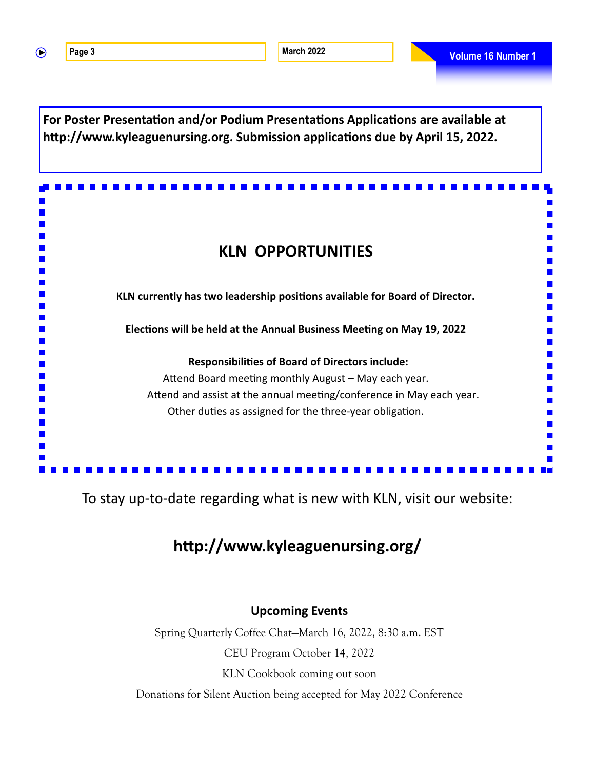**For Poster Presentation and/or Podium Presentations Applications are available at http://www.kyleaguenursing.org. Submission applications due by April 15, 2022.**

## KLN OPPORTUNITIES

**KLN currently has two leadership positions available for Board of Director.**

**Elections will be held at the Annual Business Meeting on May 19, 2022**

**Responsibilities of Board of Directors include:**

Attend Board meeting monthly August – May each year.

Attend and assist at the annual meeting/conference in May each year.

Other duties as assigned for the three-year obligation.

To stay up-to-date regarding what is new with KLN, visit our website:

## http://www.kyleaguenursing.org/

### Upcoming Events

Spring Quarterly Coffee Chat—March 16, 2022, 8:30 a.m. EST

CEU Program October 14, 2022

KLN Cookbook coming out soon

Donations for Silent Auction being accepted for May 2022 Conference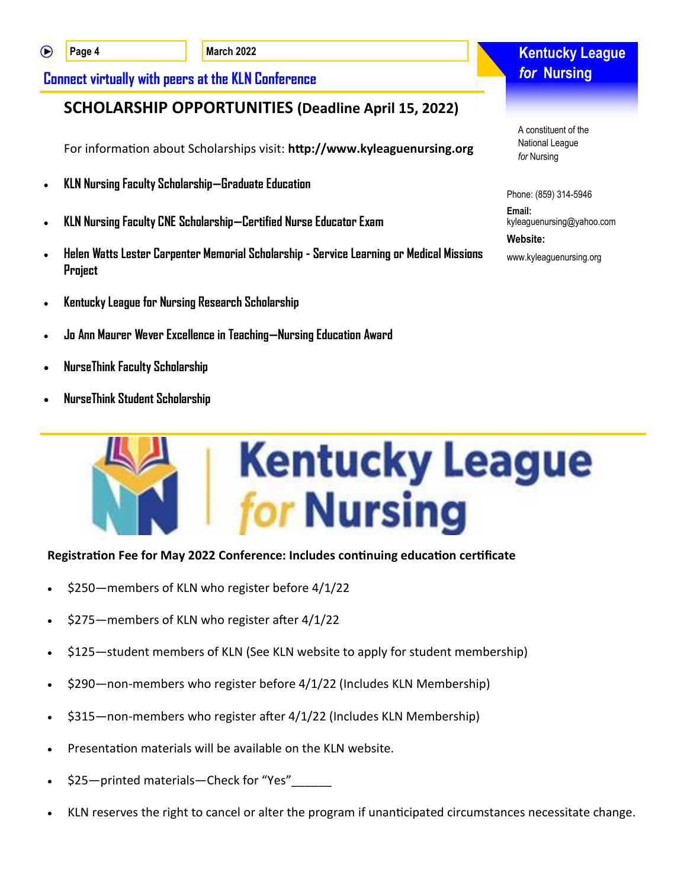## Connect virtually with peers at the KLN Conference

## SCHOLARSHIP OPPORTUNITIES (Deadline April 15, 2022)

For information about Scholarships visit: **http://www.kyleaguenursing.org**

- **KLN Nursing Faculty Scholarship—Graduate Education**
- **KLN Nursing Faculty CNE Scholarship—Certified Nurse Educator Exam**
- **Helen Watts Lester Carpenter Memorial Scholarship - Service Learning or Medical Missions Project**
- **Kentucky League for Nursing Research Scholarship**
- **Jo Ann Maurer Wever Excellence in Teaching—Nursing Education Award**
- **NurseThink Faculty Scholarship**
- **NurseThink Student Scholarship**

**Kentucky League *for* Nursing**

A constituent of the National League *for* Nursing

Phone: (859) 314-5946

**Email:** kyleaguenursing@yahoo.com

**Website:** www.kyleaguenursing.org

Kentucky League *for* Nursing

**Registration Fee for May 2022 Conference: Includes continuing education certificate**

- $250—members of KLN who register before 4/1/22
- $275—members of KLN who register after 4/1/22
- $125—student members of KLN (See KLN website to apply for student membership)
- $290—non-members who register before 4/1/22 (Includes KLN Membership)
- $315—non-members who register after 4/1/22 (Includes KLN Membership)
- Presentation materials will be available on the KLN website.
- $25—printed materials—Check for “Yes”______
- KLN reserves the right to cancel or alter the program if unanticipated circumstances necessitate change.